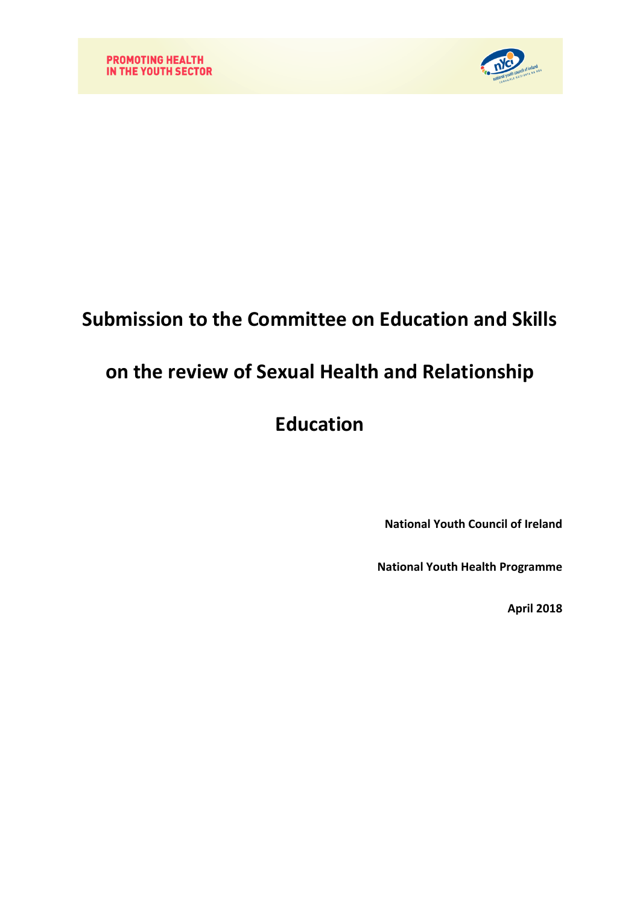PROMOTING HEALTH
IN THE YOUTH SECTOR

# Submission to the Committee on Education and Skills on the review of Sexual Health and Relationship Education

**National Youth Council of Ireland**

**National Youth Health Programme**

**April 2018**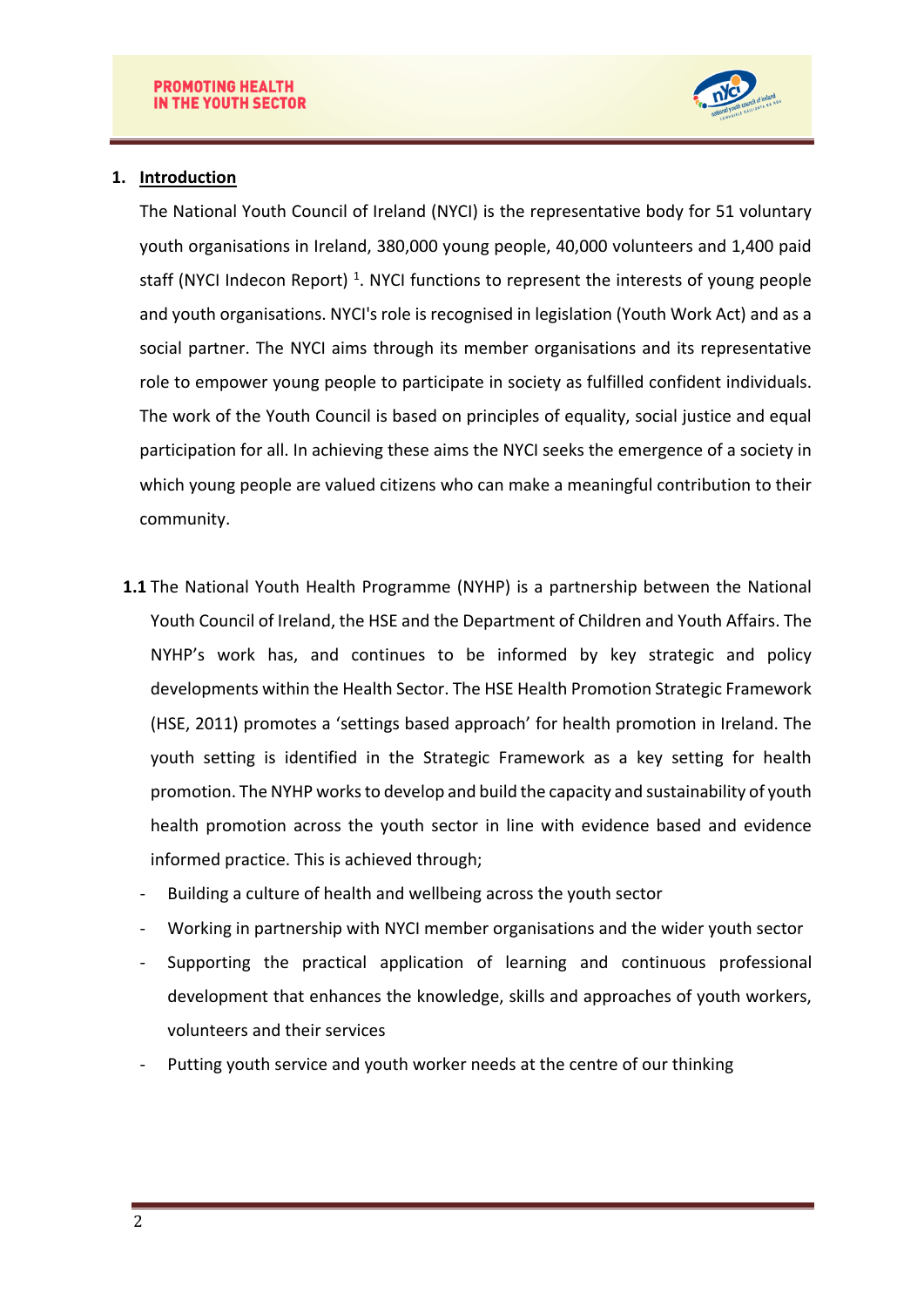## 1. Introduction

The National Youth Council of Ireland (NYCI) is the representative body for 51 voluntary youth organisations in Ireland, 380,000 young people, 40,000 volunteers and 1,400 paid staff (NYCI Indecon Report) [1]. NYCI functions to represent the interests of young people and youth organisations. NYCI's role is recognised in legislation (Youth Work Act) and as a social partner. The NYCI aims through its member organisations and its representative role to empower young people to participate in society as fulfilled confident individuals. The work of the Youth Council is based on principles of equality, social justice and equal participation for all. In achieving these aims the NYCI seeks the emergence of a society in which young people are valued citizens who can make a meaningful contribution to their community.

**1.1** The National Youth Health Programme (NYHP) is a partnership between the National Youth Council of Ireland, the HSE and the Department of Children and Youth Affairs. The NYHP's work has, and continues to be informed by key strategic and policy developments within the Health Sector. The HSE Health Promotion Strategic Framework (HSE, 2011) promotes a 'settings based approach' for health promotion in Ireland. The youth setting is identified in the Strategic Framework as a key setting for health promotion. The NYHP works to develop and build the capacity and sustainability of youth health promotion across the youth sector in line with evidence based and evidence informed practice. This is achieved through;

- Building a culture of health and wellbeing across the youth sector
- Working in partnership with NYCI member organisations and the wider youth sector
- Supporting the practical application of learning and continuous professional development that enhances the knowledge, skills and approaches of youth workers, volunteers and their services
- Putting youth service and youth worker needs at the centre of our thinking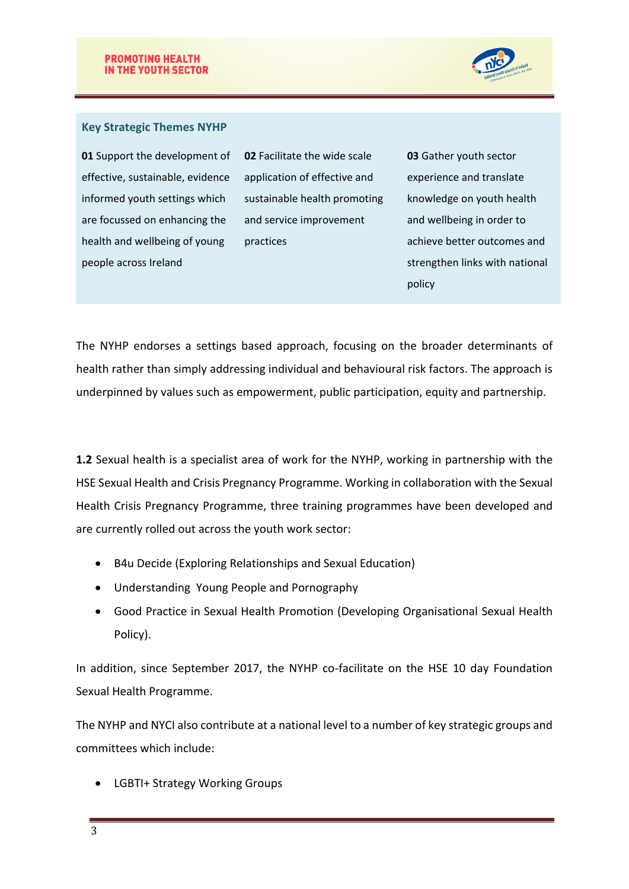### Key Strategic Themes NYHP

**01** Support the development of effective, sustainable, evidence informed youth settings which are focussed on enhancing the health and wellbeing of young people across Ireland

**02** Facilitate the wide scale application of effective and sustainable health promoting and service improvement practices

**03** Gather youth sector experience and translate knowledge on youth health and wellbeing in order to achieve better outcomes and strengthen links with national policy

The NYHP endorses a settings based approach, focusing on the broader determinants of health rather than simply addressing individual and behavioural risk factors. The approach is underpinned by values such as empowerment, public participation, equity and partnership.

**1.2** Sexual health is a specialist area of work for the NYHP, working in partnership with the HSE Sexual Health and Crisis Pregnancy Programme. Working in collaboration with the Sexual Health Crisis Pregnancy Programme, three training programmes have been developed and are currently rolled out across the youth work sector:

- B4u Decide (Exploring Relationships and Sexual Education)
- Understanding Young People and Pornography
- Good Practice in Sexual Health Promotion (Developing Organisational Sexual Health Policy).

In addition, since September 2017, the NYHP co-facilitate on the HSE 10 day Foundation Sexual Health Programme.

The NYHP and NYCI also contribute at a national level to a number of key strategic groups and committees which include:

- LGBTI+ Strategy Working Groups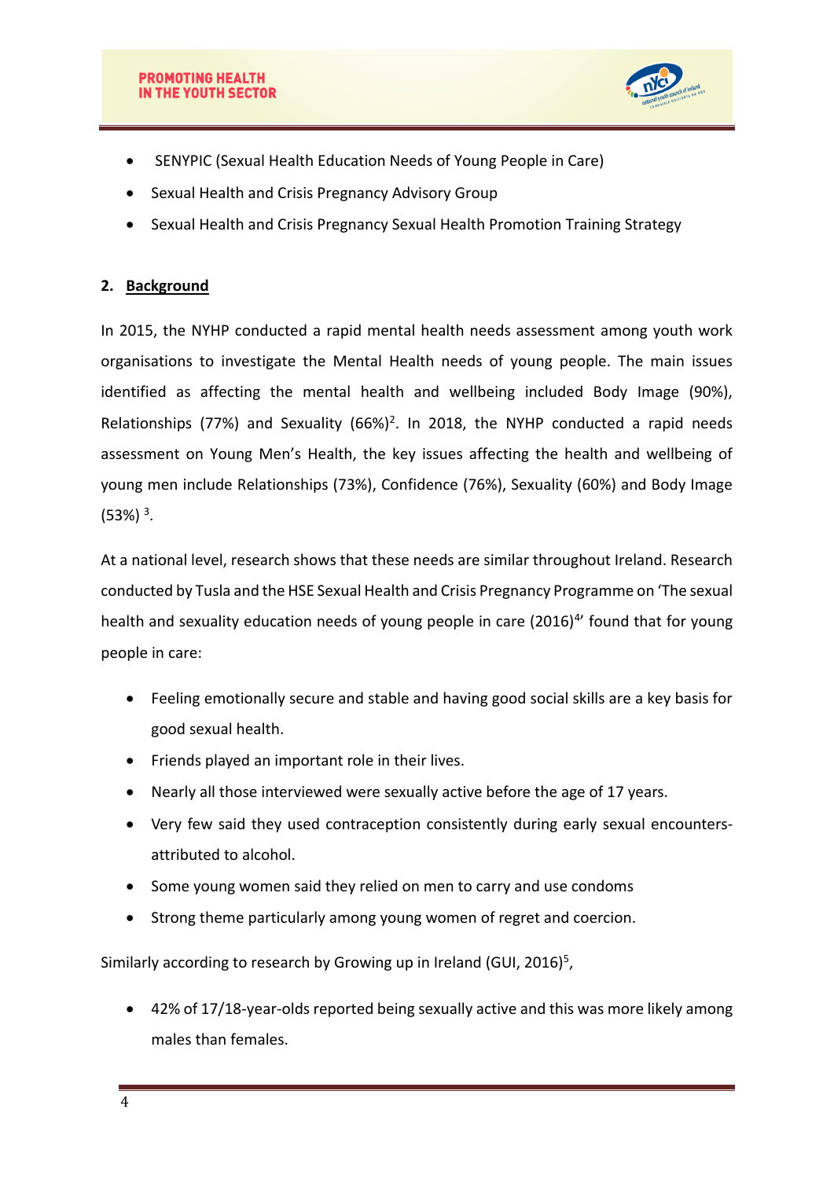- SENYPIC (Sexual Health Education Needs of Young People in Care)
- Sexual Health and Crisis Pregnancy Advisory Group
- Sexual Health and Crisis Pregnancy Sexual Health Promotion Training Strategy

## 2. Background

In 2015, the NYHP conducted a rapid mental health needs assessment among youth work organisations to investigate the Mental Health needs of young people. The main issues identified as affecting the mental health and wellbeing included Body Image (90%), Relationships (77%) and Sexuality (66%)[2]. In 2018, the NYHP conducted a rapid needs assessment on Young Men's Health, the key issues affecting the health and wellbeing of young men include Relationships (73%), Confidence (76%), Sexuality (60%) and Body Image (53%) [3].

At a national level, research shows that these needs are similar throughout Ireland. Research conducted by Tusla and the HSE Sexual Health and Crisis Pregnancy Programme on 'The sexual health and sexuality education needs of young people in care (2016)[4]' found that for young people in care:

- Feeling emotionally secure and stable and having good social skills are a key basis for good sexual health.
- Friends played an important role in their lives.
- Nearly all those interviewed were sexually active before the age of 17 years.
- Very few said they used contraception consistently during early sexual encounters- attributed to alcohol.
- Some young women said they relied on men to carry and use condoms
- Strong theme particularly among young women of regret and coercion.

Similarly according to research by Growing up in Ireland (GUI, 2016)[5],

- 42% of 17/18-year-olds reported being sexually active and this was more likely among males than females.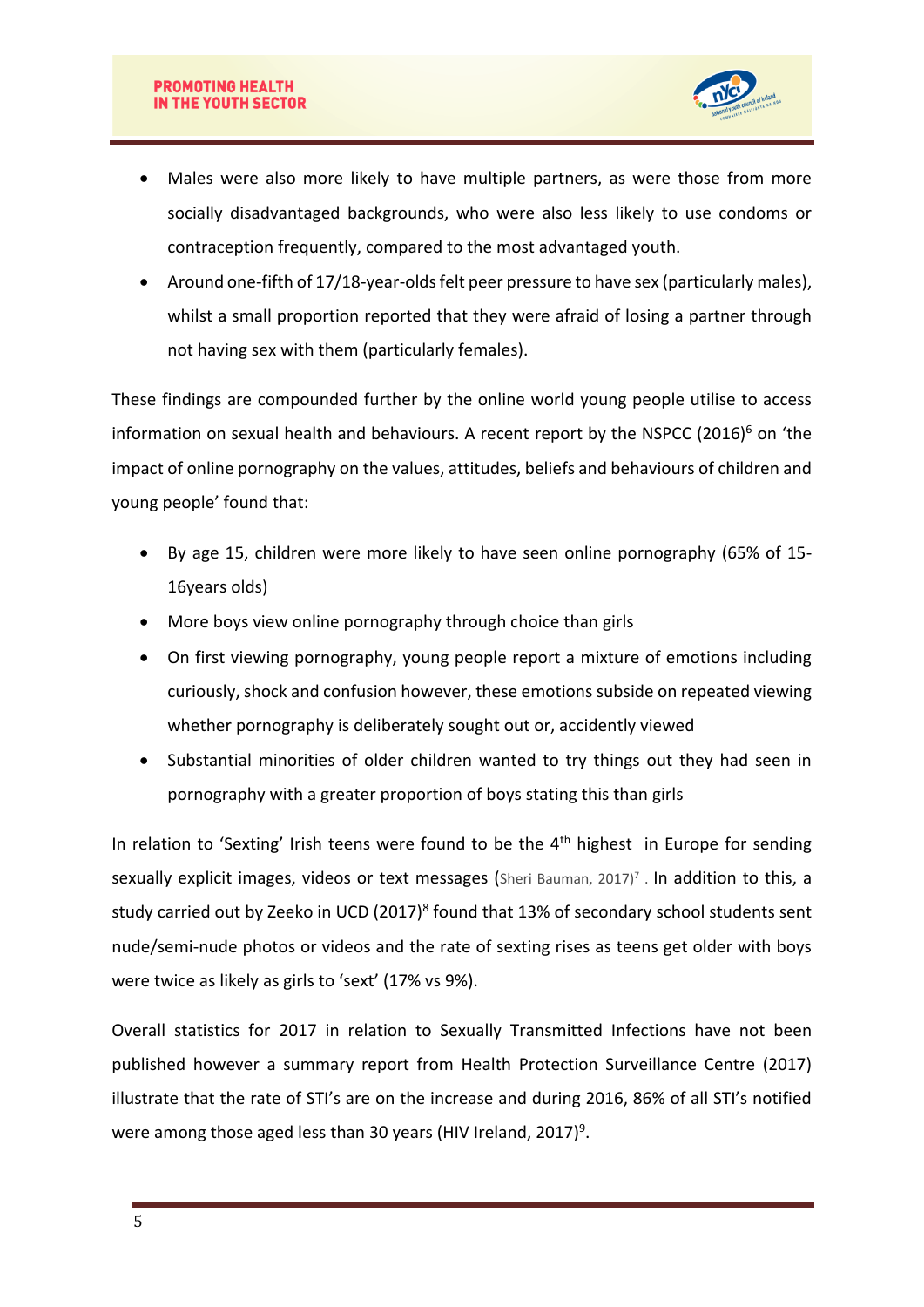- Males were also more likely to have multiple partners, as were those from more socially disadvantaged backgrounds, who were also less likely to use condoms or contraception frequently, compared to the most advantaged youth.
- Around one-fifth of 17/18-year-olds felt peer pressure to have sex (particularly males), whilst a small proportion reported that they were afraid of losing a partner through not having sex with them (particularly females).

These findings are compounded further by the online world young people utilise to access information on sexual health and behaviours. A recent report by the NSPCC (2016)[6] on 'the impact of online pornography on the values, attitudes, beliefs and behaviours of children and young people' found that:

- By age 15, children were more likely to have seen online pornography (65% of 15-16years olds)
- More boys view online pornography through choice than girls
- On first viewing pornography, young people report a mixture of emotions including curiously, shock and confusion however, these emotions subside on repeated viewing whether pornography is deliberately sought out or, accidently viewed
- Substantial minorities of older children wanted to try things out they had seen in pornography with a greater proportion of boys stating this than girls

In relation to 'Sexting' Irish teens were found to be the 4th highest in Europe for sending sexually explicit images, videos or text messages (Sheri Bauman, 2017)[7] . In addition to this, a study carried out by Zeeko in UCD (2017)[8] found that 13% of secondary school students sent nude/semi-nude photos or videos and the rate of sexting rises as teens get older with boys were twice as likely as girls to 'sext' (17% vs 9%).

Overall statistics for 2017 in relation to Sexually Transmitted Infections have not been published however a summary report from Health Protection Surveillance Centre (2017) illustrate that the rate of STI's are on the increase and during 2016, 86% of all STI's notified were among those aged less than 30 years (HIV Ireland, 2017)[9].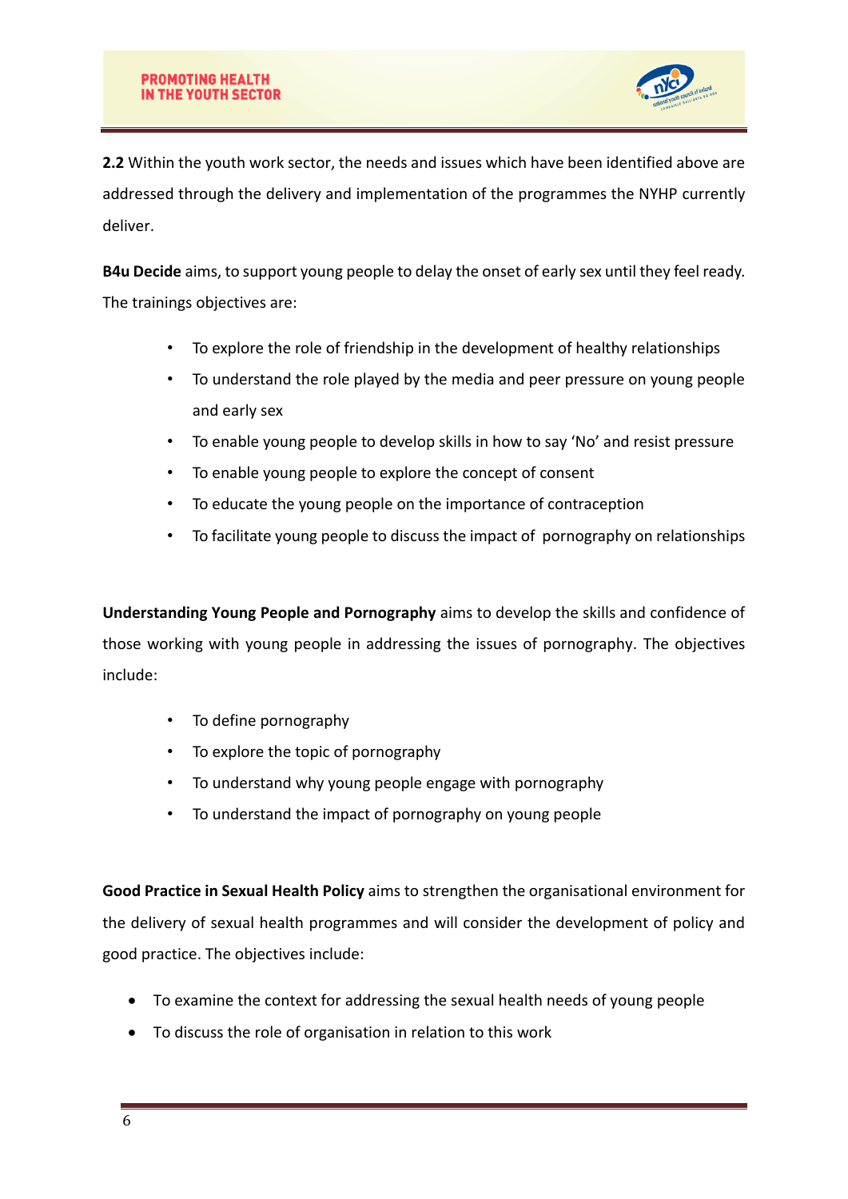**2.2** Within the youth work sector, the needs and issues which have been identified above are addressed through the delivery and implementation of the programmes the NYHP currently deliver.

**B4u Decide** aims, to support young people to delay the onset of early sex until they feel ready. The trainings objectives are:

- To explore the role of friendship in the development of healthy relationships
- To understand the role played by the media and peer pressure on young people and early sex
- To enable young people to develop skills in how to say 'No' and resist pressure
- To enable young people to explore the concept of consent
- To educate the young people on the importance of contraception
- To facilitate young people to discuss the impact of pornography on relationships

**Understanding Young People and Pornography** aims to develop the skills and confidence of those working with young people in addressing the issues of pornography. The objectives include:

- To define pornography
- To explore the topic of pornography
- To understand why young people engage with pornography
- To understand the impact of pornography on young people

**Good Practice in Sexual Health Policy** aims to strengthen the organisational environment for the delivery of sexual health programmes and will consider the development of policy and good practice. The objectives include:

- To examine the context for addressing the sexual health needs of young people
- To discuss the role of organisation in relation to this work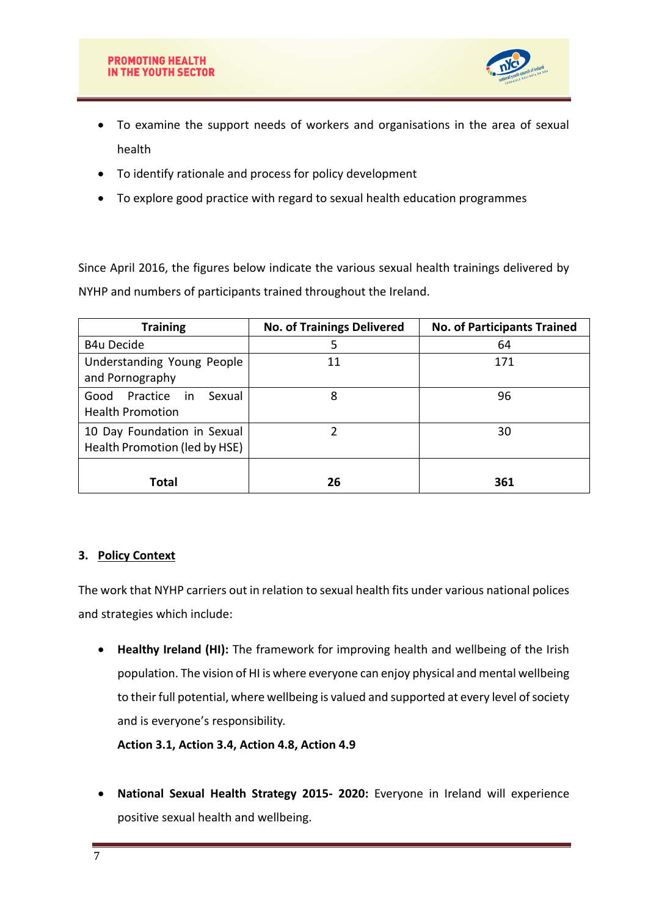- To examine the support needs of workers and organisations in the area of sexual health
- To identify rationale and process for policy development
- To explore good practice with regard to sexual health education programmes

Since April 2016, the figures below indicate the various sexual health trainings delivered by NYHP and numbers of participants trained throughout the Ireland.

| Training | No. of Trainings Delivered | No. of Participants Trained |
|---|---|---|
| B4u Decide | 5 | 64 |
| Understanding Young People and Pornography | 11 | 171 |
| Good Practice in Sexual Health Promotion | 8 | 96 |
| 10 Day Foundation in Sexual Health Promotion (led by HSE) | 2 | 30 |
| **Total** | **26** | **361** |

## 3. Policy Context

The work that NYHP carriers out in relation to sexual health fits under various national polices and strategies which include:

- **Healthy Ireland (HI):** The framework for improving health and wellbeing of the Irish population. The vision of HI is where everyone can enjoy physical and mental wellbeing to their full potential, where wellbeing is valued and supported at every level of society and is everyone's responsibility.

  **Action 3.1, Action 3.4, Action 4.8, Action 4.9**

- **National Sexual Health Strategy 2015- 2020:** Everyone in Ireland will experience positive sexual health and wellbeing.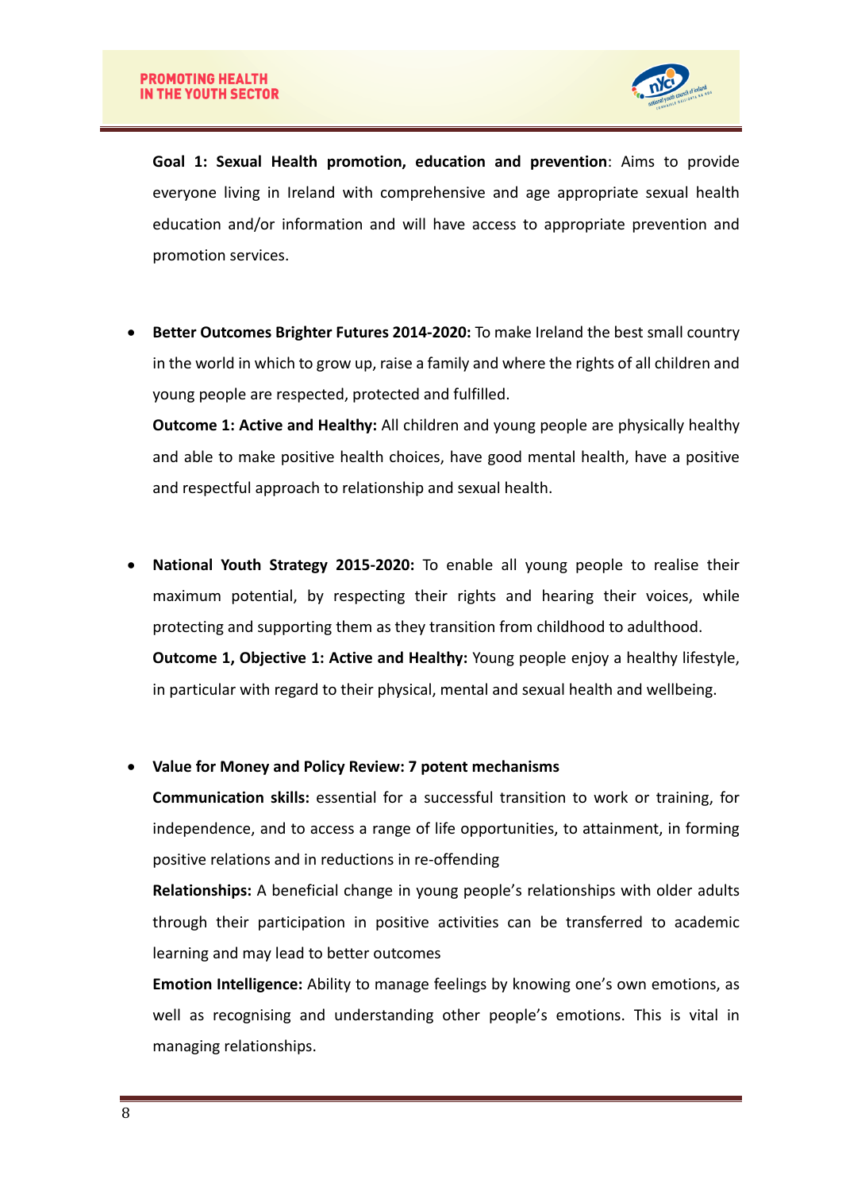**Goal 1: Sexual Health promotion, education and prevention**: Aims to provide everyone living in Ireland with comprehensive and age appropriate sexual health education and/or information and will have access to appropriate prevention and promotion services.

- **Better Outcomes Brighter Futures 2014-2020:** To make Ireland the best small country in the world in which to grow up, raise a family and where the rights of all children and young people are respected, protected and fulfilled.

  **Outcome 1: Active and Healthy:** All children and young people are physically healthy and able to make positive health choices, have good mental health, have a positive and respectful approach to relationship and sexual health.

- **National Youth Strategy 2015-2020:** To enable all young people to realise their maximum potential, by respecting their rights and hearing their voices, while protecting and supporting them as they transition from childhood to adulthood.

  **Outcome 1, Objective 1: Active and Healthy:** Young people enjoy a healthy lifestyle, in particular with regard to their physical, mental and sexual health and wellbeing.

- **Value for Money and Policy Review: 7 potent mechanisms**

  **Communication skills:** essential for a successful transition to work or training, for independence, and to access a range of life opportunities, to attainment, in forming positive relations and in reductions in re-offending

  **Relationships:** A beneficial change in young people's relationships with older adults through their participation in positive activities can be transferred to academic learning and may lead to better outcomes

  **Emotion Intelligence:** Ability to manage feelings by knowing one's own emotions, as well as recognising and understanding other people's emotions. This is vital in managing relationships.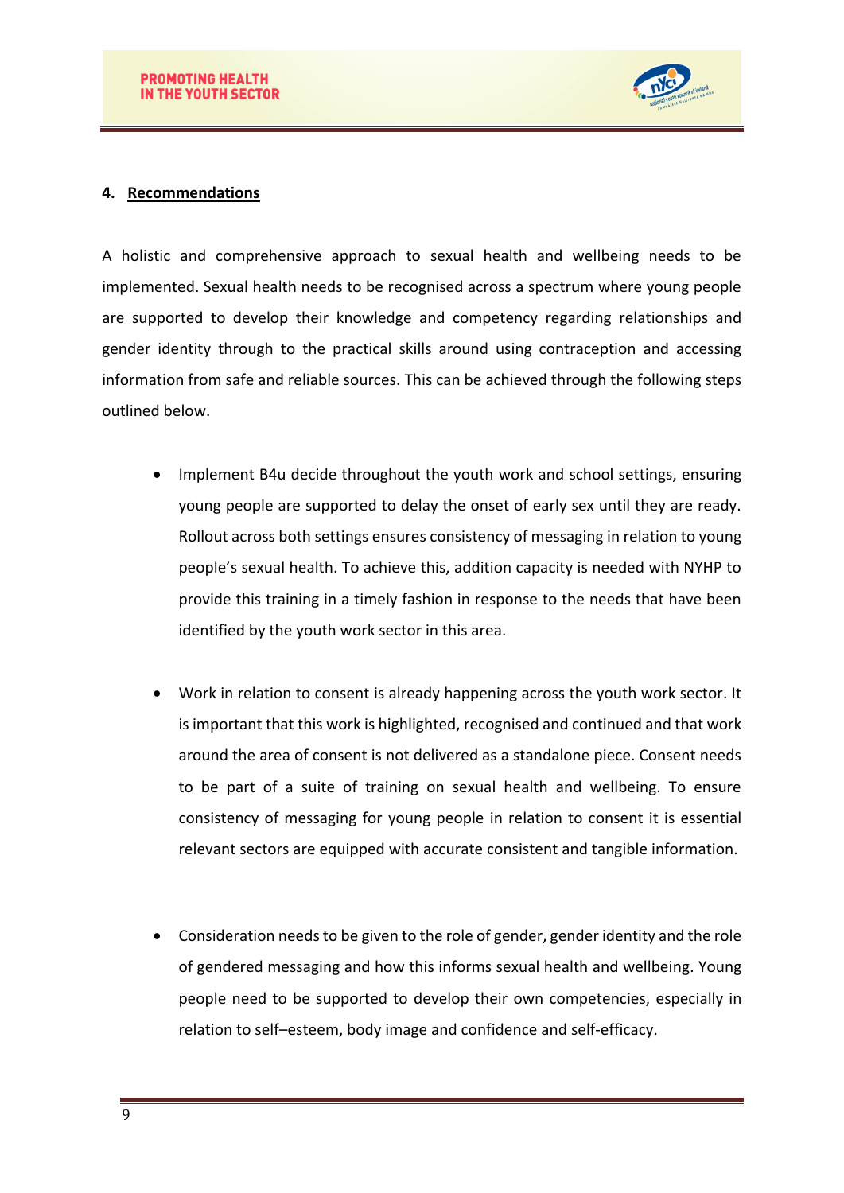## 4. Recommendations

A holistic and comprehensive approach to sexual health and wellbeing needs to be implemented. Sexual health needs to be recognised across a spectrum where young people are supported to develop their knowledge and competency regarding relationships and gender identity through to the practical skills around using contraception and accessing information from safe and reliable sources. This can be achieved through the following steps outlined below.

- Implement B4u decide throughout the youth work and school settings, ensuring young people are supported to delay the onset of early sex until they are ready. Rollout across both settings ensures consistency of messaging in relation to young people's sexual health. To achieve this, addition capacity is needed with NYHP to provide this training in a timely fashion in response to the needs that have been identified by the youth work sector in this area.

- Work in relation to consent is already happening across the youth work sector. It is important that this work is highlighted, recognised and continued and that work around the area of consent is not delivered as a standalone piece. Consent needs to be part of a suite of training on sexual health and wellbeing. To ensure consistency of messaging for young people in relation to consent it is essential relevant sectors are equipped with accurate consistent and tangible information.

- Consideration needs to be given to the role of gender, gender identity and the role of gendered messaging and how this informs sexual health and wellbeing. Young people need to be supported to develop their own competencies, especially in relation to self–esteem, body image and confidence and self-efficacy.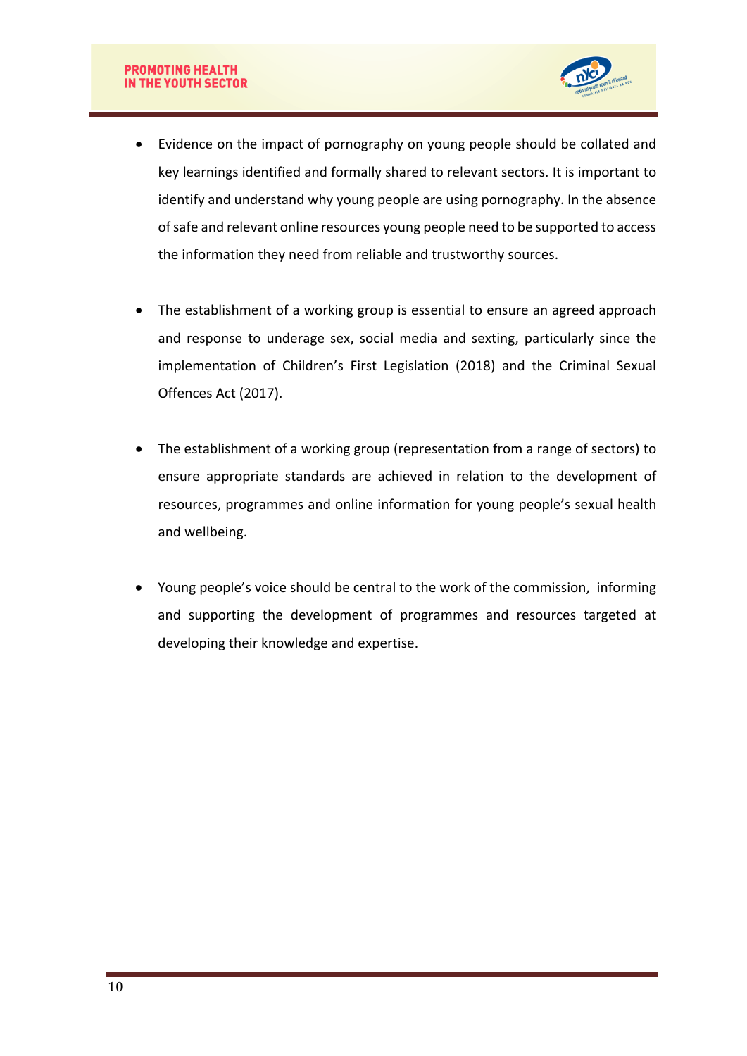- Evidence on the impact of pornography on young people should be collated and key learnings identified and formally shared to relevant sectors. It is important to identify and understand why young people are using pornography. In the absence of safe and relevant online resources young people need to be supported to access the information they need from reliable and trustworthy sources.

- The establishment of a working group is essential to ensure an agreed approach and response to underage sex, social media and sexting, particularly since the implementation of Children's First Legislation (2018) and the Criminal Sexual Offences Act (2017).

- The establishment of a working group (representation from a range of sectors) to ensure appropriate standards are achieved in relation to the development of resources, programmes and online information for young people's sexual health and wellbeing.

- Young people's voice should be central to the work of the commission, informing and supporting the development of programmes and resources targeted at developing their knowledge and expertise.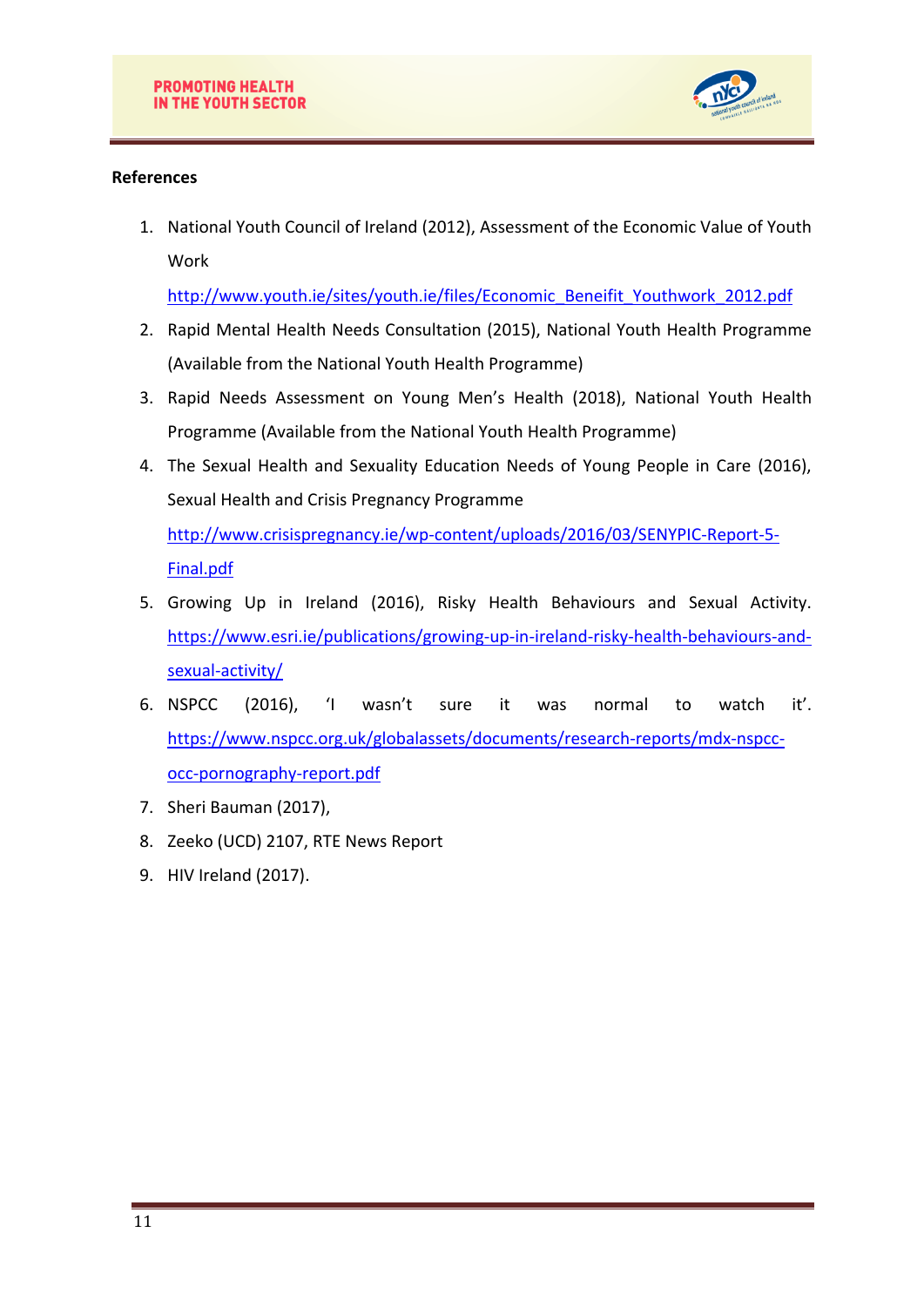**References**

1. National Youth Council of Ireland (2012), Assessment of the Economic Value of Youth Work
   http://www.youth.ie/sites/youth.ie/files/Economic_Beneifit_Youthwork_2012.pdf
2. Rapid Mental Health Needs Consultation (2015), National Youth Health Programme (Available from the National Youth Health Programme)
3. Rapid Needs Assessment on Young Men's Health (2018), National Youth Health Programme (Available from the National Youth Health Programme)
4. The Sexual Health and Sexuality Education Needs of Young People in Care (2016), Sexual Health and Crisis Pregnancy Programme
   http://www.crisispregnancy.ie/wp-content/uploads/2016/03/SENYPIC-Report-5-Final.pdf
5. Growing Up in Ireland (2016), Risky Health Behaviours and Sexual Activity. https://www.esri.ie/publications/growing-up-in-ireland-risky-health-behaviours-and-sexual-activity/
6. NSPCC (2016), 'I wasn't sure it was normal to watch it'. https://www.nspcc.org.uk/globalassets/documents/research-reports/mdx-nspcc-occ-pornography-report.pdf
7. Sheri Bauman (2017),
8. Zeeko (UCD) 2107, RTE News Report
9. HIV Ireland (2017).